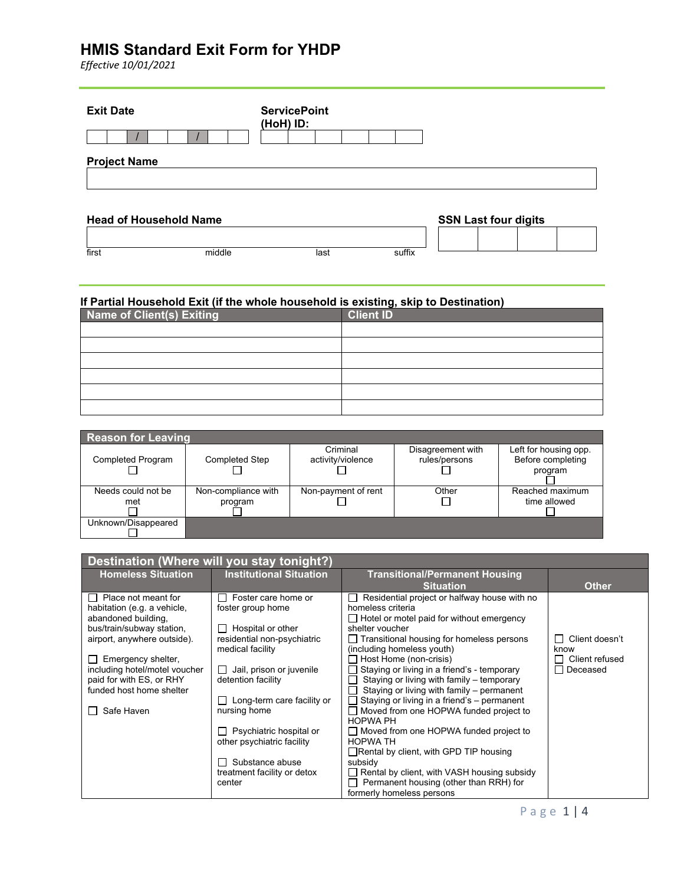# HMIS Standard Exit Form for YHDP

*Effective 10/01/2021*

**Exit Date** ___ ___ / ___ ___ / ___ ___ ___ ___

**ServicePoint (HoH) ID:** ______________

**Project Name**

______________________________

**Head of Household Name**

first middle last suffix

**SSN Last four digits** ___ ___ ___ ___

### If Partial Household Exit (if the whole household is existing, skip to Destination)

| Name of Client(s) Exiting | Client ID |
|---|---|
| | |
| | |
| | |
| | |
| | |
| | |

| Reason for Leaving | | | | |
|---|---|---|---|---|
| Completed Program ☐ | Completed Step ☐ | Criminal activity/violence ☐ | Disagreement with rules/persons ☐ | Left for housing opp. Before completing program ☐ |
| Needs could not be met ☐ | Non-compliance with program ☐ | Non-payment of rent ☐ | Other ☐ | Reached maximum time allowed ☐ |
| Unknown/Disappeared ☐ | | | | |

| Destination (Where will you stay tonight?) | | | |
|---|---|---|---|
| **Homeless Situation** | **Institutional Situation** | **Transitional/Permanent Housing Situation** | **Other** |
| ☐ Place not meant for habitation (e.g. a vehicle, abandoned building, bus/train/subway station, airport, anywhere outside).<br><br>☐ Emergency shelter, including hotel/motel voucher paid for with ES, or RHY funded host home shelter<br><br>☐ Safe Haven | ☐ Foster care home or foster group home<br><br>☐ Hospital or other residential non-psychiatric medical facility<br><br>☐ Jail, prison or juvenile detention facility<br><br>☐ Long-term care facility or nursing home<br><br>☐ Psychiatric hospital or other psychiatric facility<br><br>☐ Substance abuse treatment facility or detox center | ☐ Residential project or halfway house with no homeless criteria<br>☐ Hotel or motel paid for without emergency shelter voucher<br>☐ Transitional housing for homeless persons (including homeless youth)<br>☐ Host Home (non-crisis)<br>☐ Staying or living in a friend's - temporary<br>☐ Staying or living with family – temporary<br>☐ Staying or living with family – permanent<br>☐ Staying or living in a friend's – permanent<br>☐ Moved from one HOPWA funded project to HOPWA PH<br>☐ Moved from one HOPWA funded project to HOPWA TH<br>☐ Rental by client, with GPD TIP housing subsidy<br>☐ Rental by client, with VASH housing subsidy<br>☐ Permanent housing (other than RRH) for formerly homeless persons | ☐ Client doesn't know<br>☐ Client refused<br>☐ Deceased |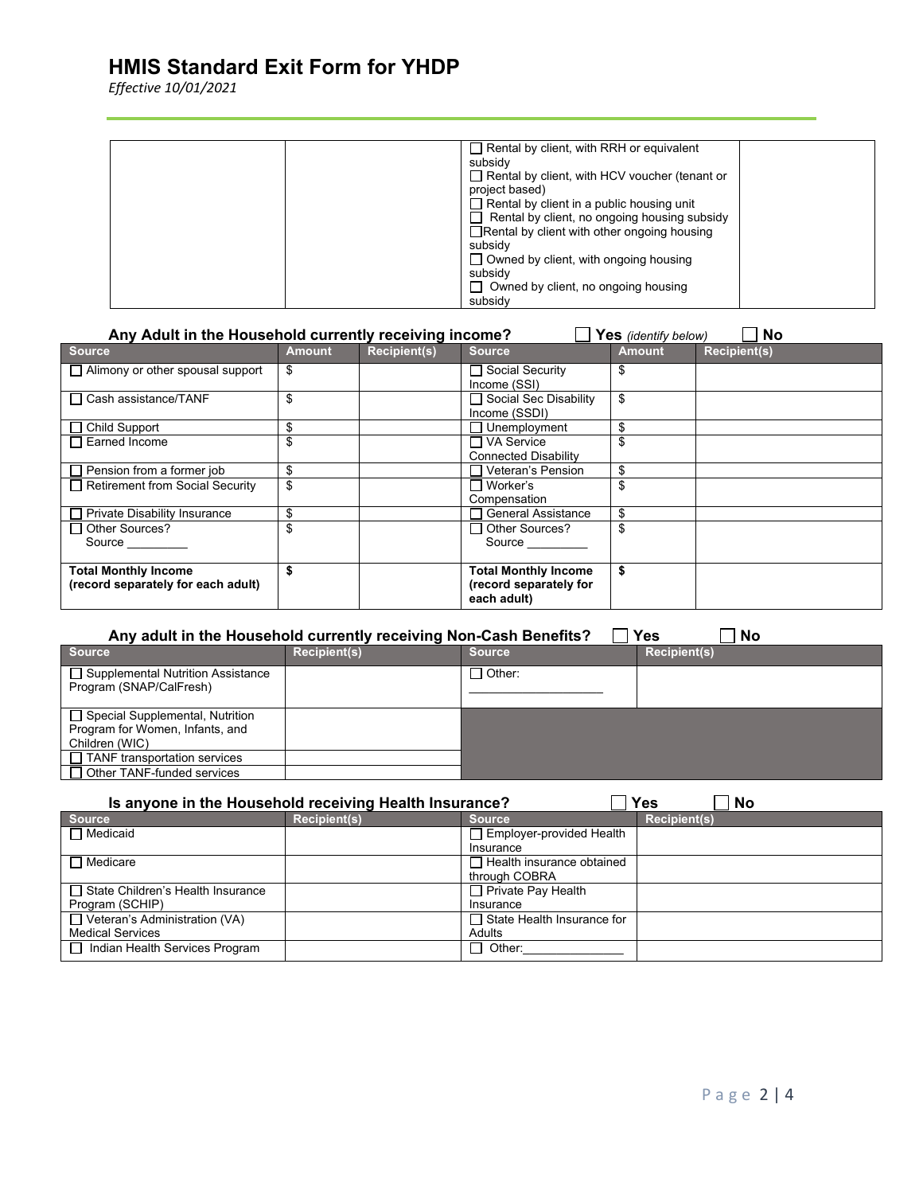# HMIS Standard Exit Form for YHDP

*Effective 10/01/2021*

| | | | |
|---|---|---|---|
| | | ☐ Rental by client, with RRH or equivalent subsidy<br>☐ Rental by client, with HCV voucher (tenant or project based)<br>☐ Rental by client in a public housing unit<br>☐ Rental by client, no ongoing housing subsidy<br>☐ Rental by client with other ongoing housing subsidy<br>☐ Owned by client, with ongoing housing subsidy<br>☐ Owned by client, no ongoing housing subsidy | |

**Any Adult in the Household currently receiving income?** ☐ **Yes** *(identify below)* ☐ **No**

| Source | Amount | Recipient(s) | Source | Amount | Recipient(s) |
|---|---|---|---|---|---|
| ☐ Alimony or other spousal support | $ | | ☐ Social Security Income (SSI) | $ | |
| ☐ Cash assistance/TANF | $ | | ☐ Social Sec Disability Income (SSDI) | $ | |
| ☐ Child Support | $ | | ☐ Unemployment | $ | |
| ☐ Earned Income | $ | | ☐ VA Service Connected Disability | $ | |
| ☐ Pension from a former job | $ | | ☐ Veteran's Pension | $ | |
| ☐ Retirement from Social Security | $ | | ☐ Worker's Compensation | $ | |
| ☐ Private Disability Insurance | $ | | ☐ General Assistance | $ | |
| ☐ Other Sources? Source _________ | $ | | ☐ Other Sources? Source _________ | $ | |
| **Total Monthly Income (record separately for each adult)** | **$** | | **Total Monthly Income (record separately for each adult)** | **$** | |

**Any adult in the Household currently receiving Non-Cash Benefits?** ☐ **Yes** ☐ **No**

| Source | Recipient(s) | Source | Recipient(s) |
|---|---|---|---|
| ☐ Supplemental Nutrition Assistance Program (SNAP/CalFresh) | | ☐ Other: ____________________ | |
| ☐ Special Supplemental, Nutrition Program for Women, Infants, and Children (WIC) | | | |
| ☐ TANF transportation services | | | |
| ☐ Other TANF-funded services | | | |

**Is anyone in the Household receiving Health Insurance?** ☐ **Yes** ☐ **No**

| Source | Recipient(s) | Source | Recipient(s) |
|---|---|---|---|
| ☐ Medicaid | | ☐ Employer-provided Health Insurance | |
| ☐ Medicare | | ☐ Health insurance obtained through COBRA | |
| ☐ State Children's Health Insurance Program (SCHIP) | | ☐ Private Pay Health Insurance | |
| ☐ Veteran's Administration (VA) Medical Services | | ☐ State Health Insurance for Adults | |
| ☐ Indian Health Services Program | | ☐ Other:_______________ | |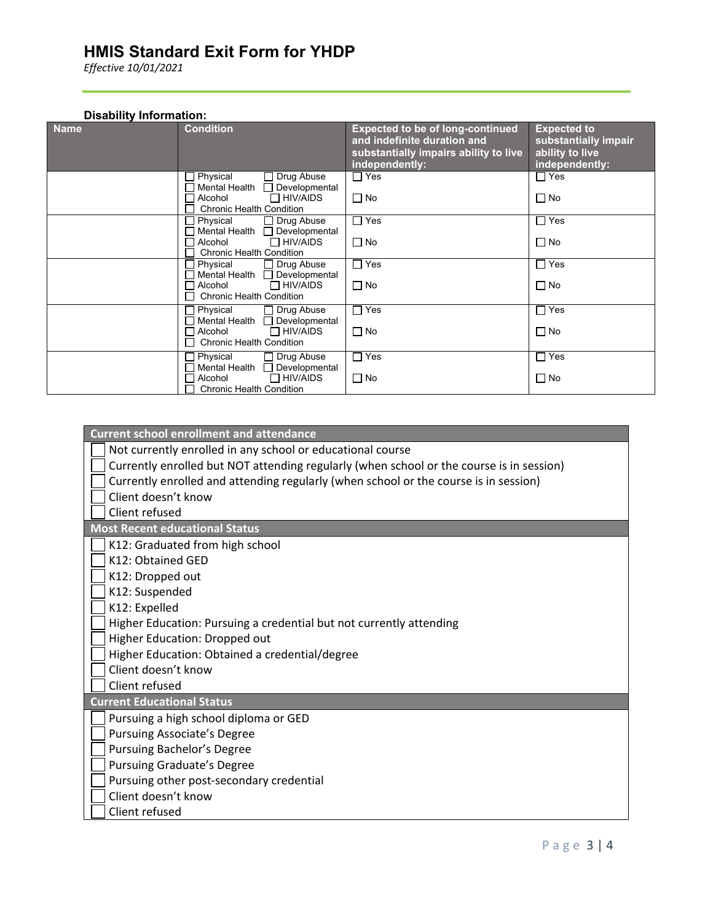# HMIS Standard Exit Form for YHDP

*Effective 10/01/2021*

**Disability Information:**

| Name | Condition | Expected to be of long-continued and indefinite duration and substantially impairs ability to live independently: | Expected to substantially impair ability to live independently: |
|---|---|---|---|
| | ☐ Physical ☐ Drug Abuse ☐ Mental Health ☐ Developmental ☐ Alcohol ☐ HIV/AIDS ☐ Chronic Health Condition | ☐ Yes ☐ No | ☐ Yes ☐ No |
| | ☐ Physical ☐ Drug Abuse ☐ Mental Health ☐ Developmental ☐ Alcohol ☐ HIV/AIDS ☐ Chronic Health Condition | ☐ Yes ☐ No | ☐ Yes ☐ No |
| | ☐ Physical ☐ Drug Abuse ☐ Mental Health ☐ Developmental ☐ Alcohol ☐ HIV/AIDS ☐ Chronic Health Condition | ☐ Yes ☐ No | ☐ Yes ☐ No |
| | ☐ Physical ☐ Drug Abuse ☐ Mental Health ☐ Developmental ☐ Alcohol ☐ HIV/AIDS ☐ Chronic Health Condition | ☐ Yes ☐ No | ☐ Yes ☐ No |
| | ☐ Physical ☐ Drug Abuse ☐ Mental Health ☐ Developmental ☐ Alcohol ☐ HIV/AIDS ☐ Chronic Health Condition | ☐ Yes ☐ No | ☐ Yes ☐ No |

| Current school enrollment and attendance |
|---|
| ☐ Not currently enrolled in any school or educational course |
| ☐ Currently enrolled but NOT attending regularly (when school or the course is in session) |
| ☐ Currently enrolled and attending regularly (when school or the course is in session) |
| ☐ Client doesn't know |
| ☐ Client refused |
| **Most Recent educational Status** |
| ☐ K12: Graduated from high school |
| ☐ K12: Obtained GED |
| ☐ K12: Dropped out |
| ☐ K12: Suspended |
| ☐ K12: Expelled |
| ☐ Higher Education: Pursuing a credential but not currently attending |
| ☐ Higher Education: Dropped out |
| ☐ Higher Education: Obtained a credential/degree |
| ☐ Client doesn't know |
| ☐ Client refused |
| **Current Educational Status** |
| ☐ Pursuing a high school diploma or GED |
| ☐ Pursuing Associate's Degree |
| ☐ Pursuing Bachelor's Degree |
| ☐ Pursuing Graduate's Degree |
| ☐ Pursuing other post-secondary credential |
| ☐ Client doesn't know |
| ☐ Client refused |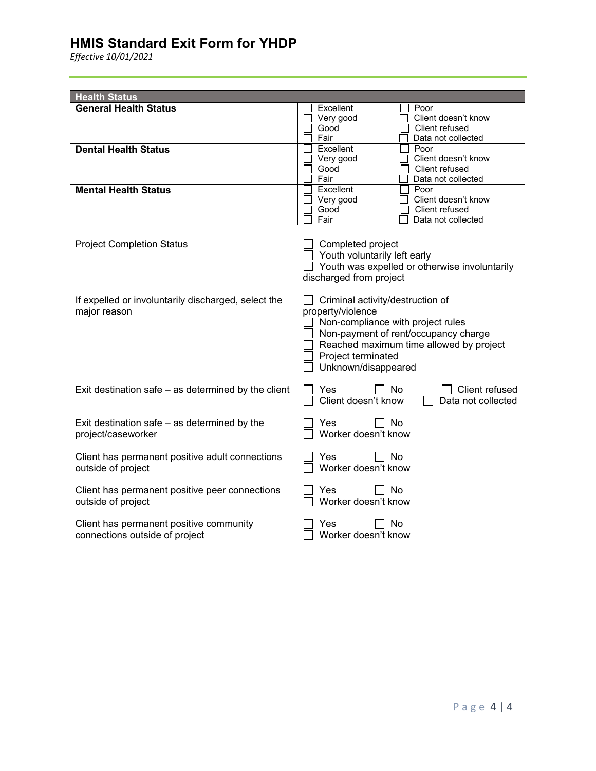# HMIS Standard Exit Form for YHDP

*Effective 10/01/2021*

| Health Status | | |
|---|---|---|
| **General Health Status** | ☐ Excellent<br>☐ Very good<br>☐ Good<br>☐ Fair | ☐ Poor<br>☐ Client doesn't know<br>☐ Client refused<br>☐ Data not collected |
| **Dental Health Status** | ☐ Excellent<br>☐ Very good<br>☐ Good<br>☐ Fair | ☐ Poor<br>☐ Client doesn't know<br>☐ Client refused<br>☐ Data not collected |
| **Mental Health Status** | ☐ Excellent<br>☐ Very good<br>☐ Good<br>☐ Fair | ☐ Poor<br>☐ Client doesn't know<br>☐ Client refused<br>☐ Data not collected |

| | |
|---|---|
| Project Completion Status | ☐ Completed project<br>☐ Youth voluntarily left early<br>☐ Youth was expelled or otherwise involuntarily discharged from project |
| If expelled or involuntarily discharged, select the major reason | ☐ Criminal activity/destruction of property/violence<br>☐ Non-compliance with project rules<br>☐ Non-payment of rent/occupancy charge<br>☐ Reached maximum time allowed by project<br>☐ Project terminated<br>☐ Unknown/disappeared |
| Exit destination safe – as determined by the client | ☐ Yes ☐ No ☐ Client refused<br>☐ Client doesn't know ☐ Data not collected |
| Exit destination safe – as determined by the project/caseworker | ☐ Yes ☐ No<br>☐ Worker doesn't know |
| Client has permanent positive adult connections outside of project | ☐ Yes ☐ No<br>☐ Worker doesn't know |
| Client has permanent positive peer connections outside of project | ☐ Yes ☐ No<br>☐ Worker doesn't know |
| Client has permanent positive community connections outside of project | ☐ Yes ☐ No<br>☐ Worker doesn't know |